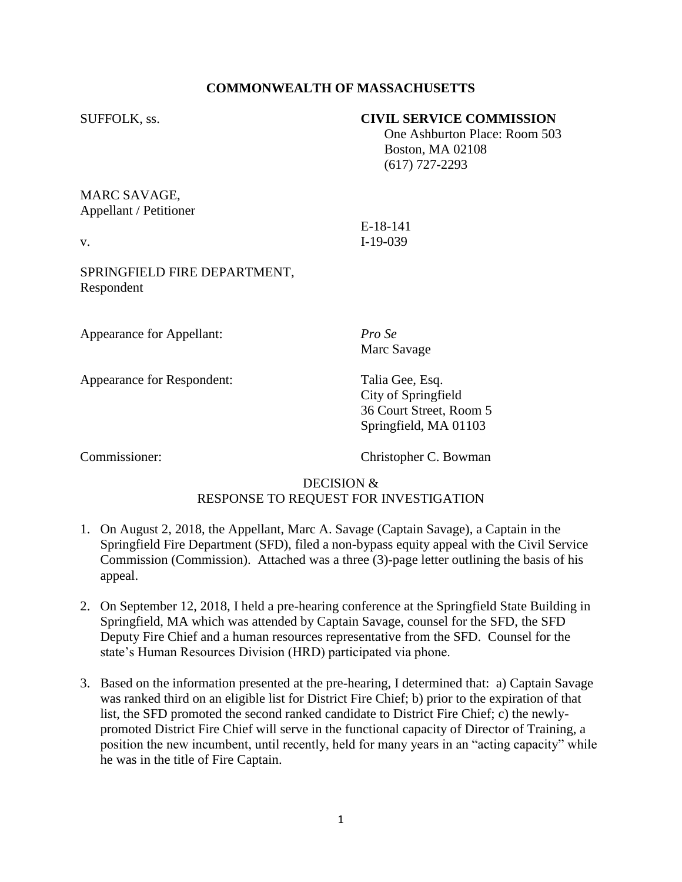**COMMONWEALTH OF MASSACHUSETTS**

SUFFOLK, ss.

**CIVIL SERVICE COMMISSION**
One Ashburton Place: Room 503
Boston, MA 02108
(617) 727-2293

MARC SAVAGE,
Appellant / Petitioner

v.

E-18-141
I-19-039

SPRINGFIELD FIRE DEPARTMENT,
Respondent

Appearance for Appellant: *Pro Se*
Marc Savage

Appearance for Respondent: Talia Gee, Esq.
City of Springfield
36 Court Street, Room 5
Springfield, MA 01103

Commissioner: Christopher C. Bowman

DECISION &
RESPONSE TO REQUEST FOR INVESTIGATION

1. On August 2, 2018, the Appellant, Marc A. Savage (Captain Savage), a Captain in the Springfield Fire Department (SFD), filed a non-bypass equity appeal with the Civil Service Commission (Commission). Attached was a three (3)-page letter outlining the basis of his appeal.

2. On September 12, 2018, I held a pre-hearing conference at the Springfield State Building in Springfield, MA which was attended by Captain Savage, counsel for the SFD, the SFD Deputy Fire Chief and a human resources representative from the SFD. Counsel for the state's Human Resources Division (HRD) participated via phone.

3. Based on the information presented at the pre-hearing, I determined that: a) Captain Savage was ranked third on an eligible list for District Fire Chief; b) prior to the expiration of that list, the SFD promoted the second ranked candidate to District Fire Chief; c) the newly-promoted District Fire Chief will serve in the functional capacity of Director of Training, a position the new incumbent, until recently, held for many years in an "acting capacity" while he was in the title of Fire Captain.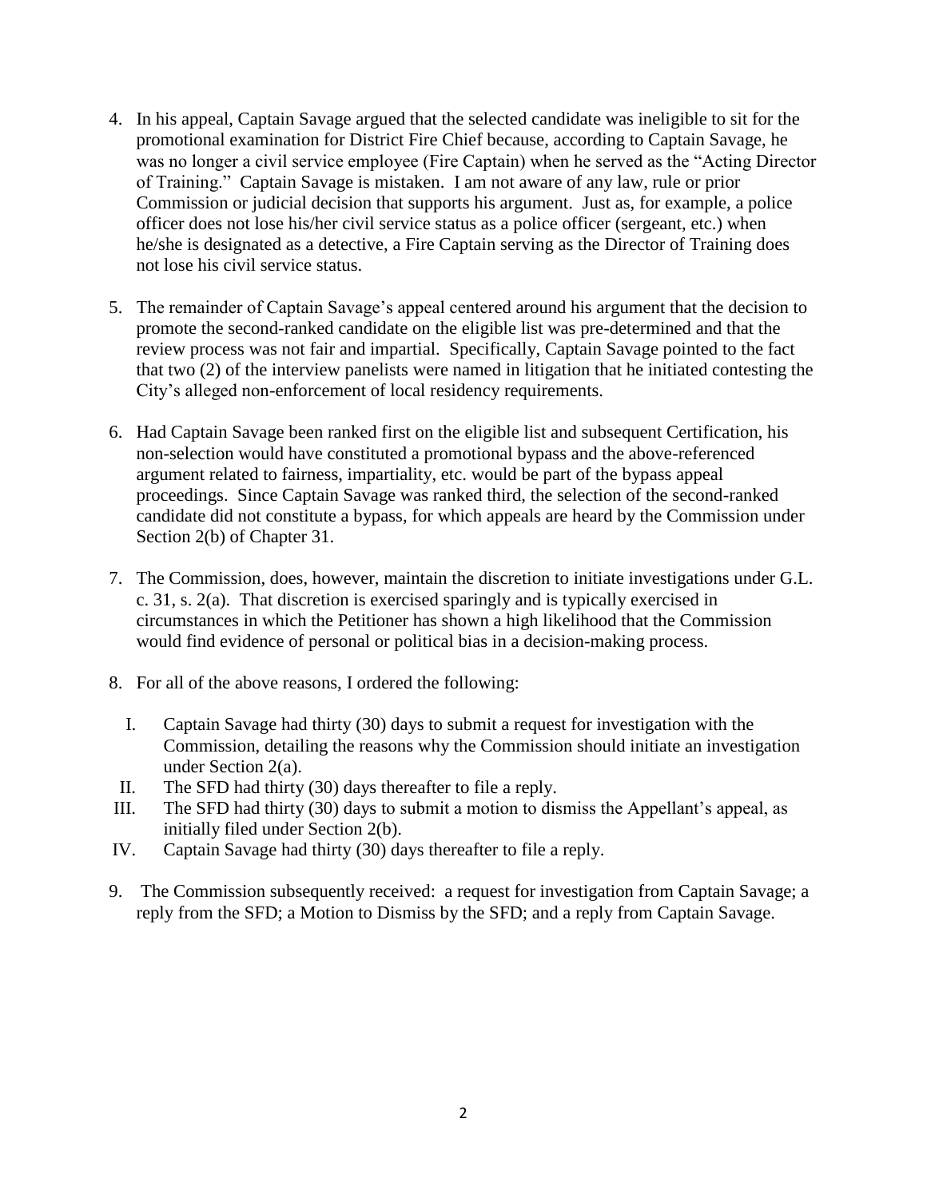4. In his appeal, Captain Savage argued that the selected candidate was ineligible to sit for the promotional examination for District Fire Chief because, according to Captain Savage, he was no longer a civil service employee (Fire Captain) when he served as the "Acting Director of Training." Captain Savage is mistaken. I am not aware of any law, rule or prior Commission or judicial decision that supports his argument. Just as, for example, a police officer does not lose his/her civil service status as a police officer (sergeant, etc.) when he/she is designated as a detective, a Fire Captain serving as the Director of Training does not lose his civil service status.

5. The remainder of Captain Savage's appeal centered around his argument that the decision to promote the second-ranked candidate on the eligible list was pre-determined and that the review process was not fair and impartial. Specifically, Captain Savage pointed to the fact that two (2) of the interview panelists were named in litigation that he initiated contesting the City's alleged non-enforcement of local residency requirements.

6. Had Captain Savage been ranked first on the eligible list and subsequent Certification, his non-selection would have constituted a promotional bypass and the above-referenced argument related to fairness, impartiality, etc. would be part of the bypass appeal proceedings. Since Captain Savage was ranked third, the selection of the second-ranked candidate did not constitute a bypass, for which appeals are heard by the Commission under Section 2(b) of Chapter 31.

7. The Commission, does, however, maintain the discretion to initiate investigations under G.L. c. 31, s. 2(a). That discretion is exercised sparingly and is typically exercised in circumstances in which the Petitioner has shown a high likelihood that the Commission would find evidence of personal or political bias in a decision-making process.

8. For all of the above reasons, I ordered the following:

    I. Captain Savage had thirty (30) days to submit a request for investigation with the Commission, detailing the reasons why the Commission should initiate an investigation under Section 2(a).
    II. The SFD had thirty (30) days thereafter to file a reply.
    III. The SFD had thirty (30) days to submit a motion to dismiss the Appellant's appeal, as initially filed under Section 2(b).
    IV. Captain Savage had thirty (30) days thereafter to file a reply.

9. The Commission subsequently received: a request for investigation from Captain Savage; a reply from the SFD; a Motion to Dismiss by the SFD; and a reply from Captain Savage.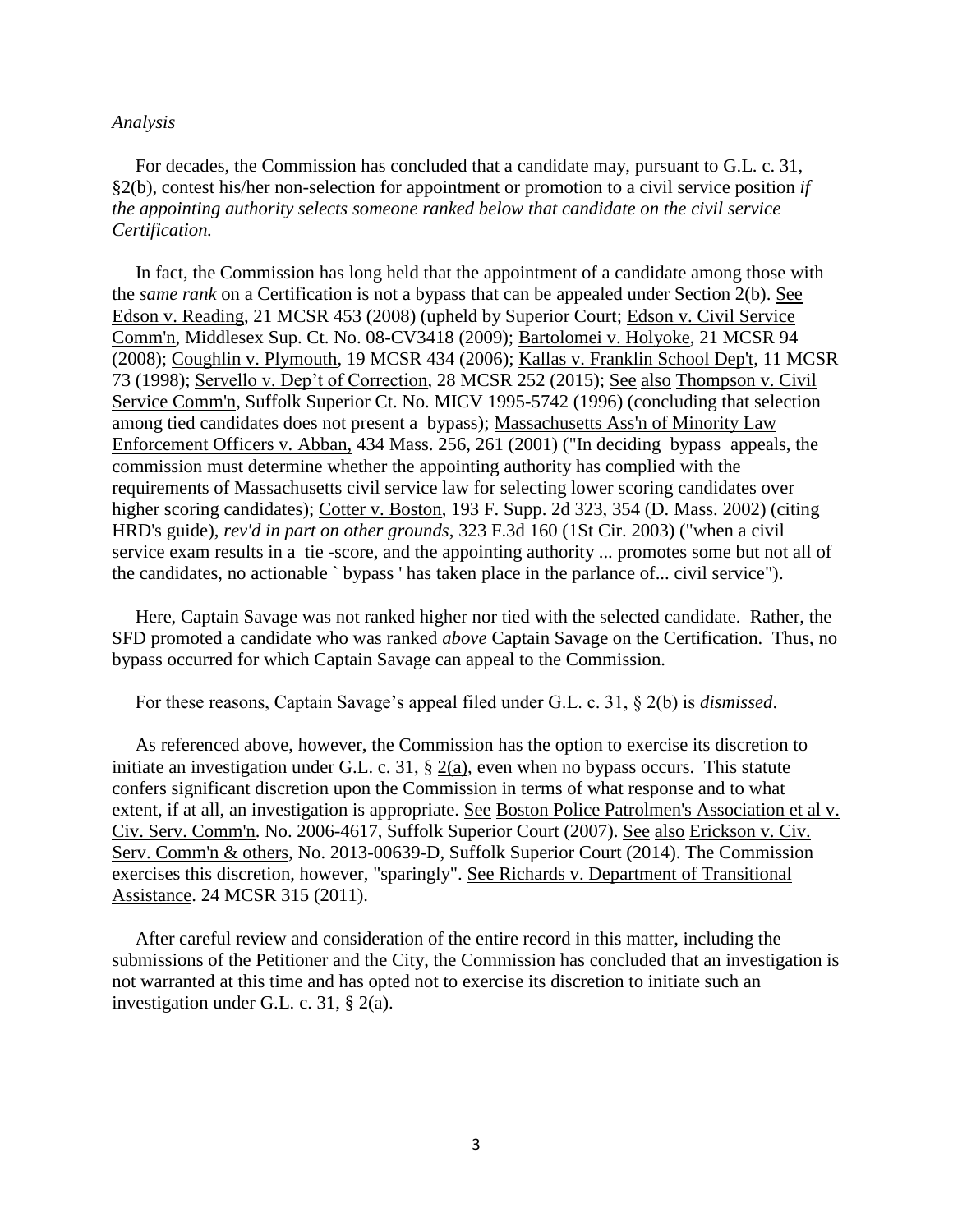*Analysis*

For decades, the Commission has concluded that a candidate may, pursuant to G.L. c. 31, §2(b), contest his/her non-selection for appointment or promotion to a civil service position *if the appointing authority selects someone ranked below that candidate on the civil service Certification.*

In fact, the Commission has long held that the appointment of a candidate among those with the *same rank* on a Certification is not a bypass that can be appealed under Section 2(b). See Edson v. Reading, 21 MCSR 453 (2008) (upheld by Superior Court; Edson v. Civil Service Comm'n, Middlesex Sup. Ct. No. 08-CV3418 (2009); Bartolomei v. Holyoke, 21 MCSR 94 (2008); Coughlin v. Plymouth, 19 MCSR 434 (2006); Kallas v. Franklin School Dep't, 11 MCSR 73 (1998); Servello v. Dep't of Correction, 28 MCSR 252 (2015); See also Thompson v. Civil Service Comm'n, Suffolk Superior Ct. No. MICV 1995-5742 (1996) (concluding that selection among tied candidates does not present a bypass); Massachusetts Ass'n of Minority Law Enforcement Officers v. Abban, 434 Mass. 256, 261 (2001) ("In deciding bypass appeals, the commission must determine whether the appointing authority has complied with the requirements of Massachusetts civil service law for selecting lower scoring candidates over higher scoring candidates); Cotter v. Boston, 193 F. Supp. 2d 323, 354 (D. Mass. 2002) (citing HRD's guide), *rev'd in part on other grounds*, 323 F.3d 160 (1St Cir. 2003) ("when a civil service exam results in a tie -score, and the appointing authority ... promotes some but not all of the candidates, no actionable ` bypass ' has taken place in the parlance of... civil service").

Here, Captain Savage was not ranked higher nor tied with the selected candidate. Rather, the SFD promoted a candidate who was ranked *above* Captain Savage on the Certification. Thus, no bypass occurred for which Captain Savage can appeal to the Commission.

For these reasons, Captain Savage's appeal filed under G.L. c. 31, § 2(b) is *dismissed*.

As referenced above, however, the Commission has the option to exercise its discretion to initiate an investigation under G.L. c. 31, § 2(a), even when no bypass occurs. This statute confers significant discretion upon the Commission in terms of what response and to what extent, if at all, an investigation is appropriate. See Boston Police Patrolmen's Association et al v. Civ. Serv. Comm'n. No. 2006-4617, Suffolk Superior Court (2007). See also Erickson v. Civ. Serv. Comm'n & others, No. 2013-00639-D, Suffolk Superior Court (2014). The Commission exercises this discretion, however, "sparingly". See Richards v. Department of Transitional Assistance. 24 MCSR 315 (2011).

After careful review and consideration of the entire record in this matter, including the submissions of the Petitioner and the City, the Commission has concluded that an investigation is not warranted at this time and has opted not to exercise its discretion to initiate such an investigation under G.L. c. 31, § 2(a).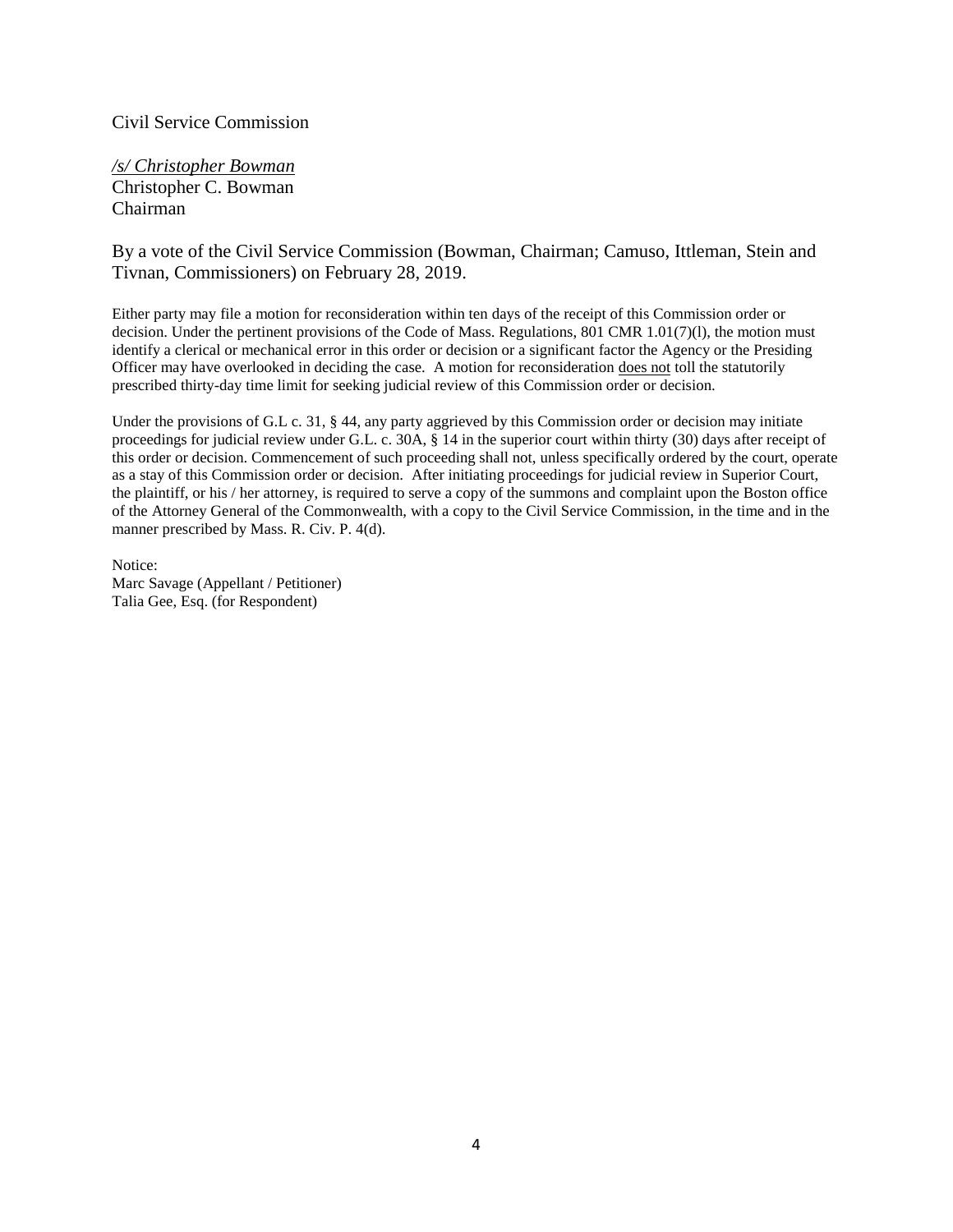Civil Service Commission

*/s/ Christopher Bowman*
Christopher C. Bowman
Chairman

By a vote of the Civil Service Commission (Bowman, Chairman; Camuso, Ittleman, Stein and Tivnan, Commissioners) on February 28, 2019.

Either party may file a motion for reconsideration within ten days of the receipt of this Commission order or decision. Under the pertinent provisions of the Code of Mass. Regulations, 801 CMR 1.01(7)(l), the motion must identify a clerical or mechanical error in this order or decision or a significant factor the Agency or the Presiding Officer may have overlooked in deciding the case. A motion for reconsideration does not toll the statutorily prescribed thirty-day time limit for seeking judicial review of this Commission order or decision.

Under the provisions of G.L c. 31, § 44, any party aggrieved by this Commission order or decision may initiate proceedings for judicial review under G.L. c. 30A, § 14 in the superior court within thirty (30) days after receipt of this order or decision. Commencement of such proceeding shall not, unless specifically ordered by the court, operate as a stay of this Commission order or decision. After initiating proceedings for judicial review in Superior Court, the plaintiff, or his / her attorney, is required to serve a copy of the summons and complaint upon the Boston office of the Attorney General of the Commonwealth, with a copy to the Civil Service Commission, in the time and in the manner prescribed by Mass. R. Civ. P. 4(d).

Notice:
Marc Savage (Appellant / Petitioner)
Talia Gee, Esq. (for Respondent)